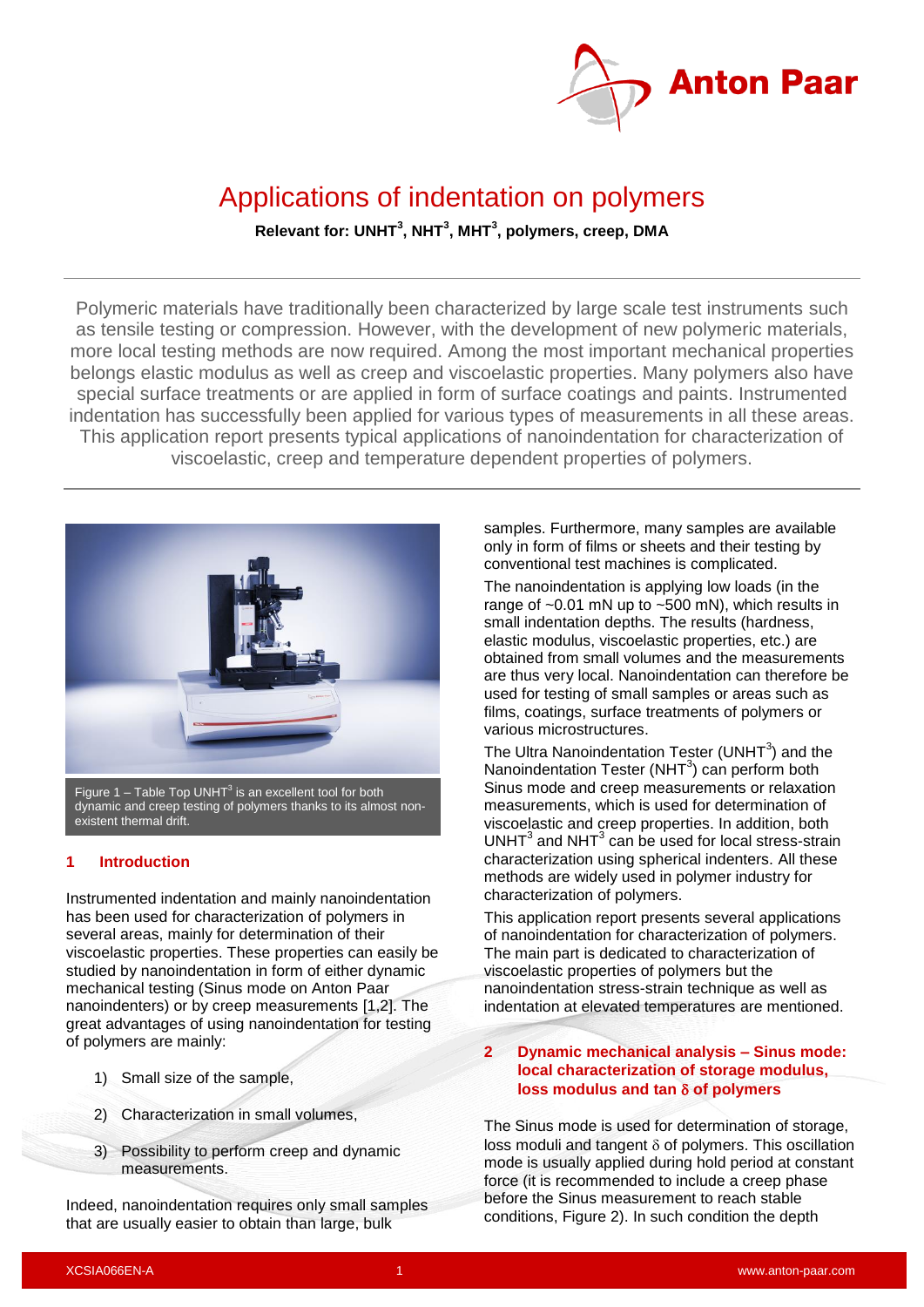# Applications of indentation on polymers

**Relevant for: UNHT$^3$, NHT$^3$, MHT$^3$, polymers, creep, DMA**

Polymeric materials have traditionally been characterized by large scale test instruments such as tensile testing or compression. However, with the development of new polymeric materials, more local testing methods are now required. Among the most important mechanical properties belongs elastic modulus as well as creep and viscoelastic properties. Many polymers also have special surface treatments or are applied in form of surface coatings and paints. Instrumented indentation has successfully been applied for various types of measurements in all these areas. This application report presents typical applications of nanoindentation for characterization of viscoelastic, creep and temperature dependent properties of polymers.

Figure 1 – Table Top UNHT$^3$ is an excellent tool for both dynamic and creep testing of polymers thanks to its almost non-existent thermal drift.

## 1 Introduction

Instrumented indentation and mainly nanoindentation has been used for characterization of polymers in several areas, mainly for determination of their viscoelastic properties. These properties can easily be studied by nanoindentation in form of either dynamic mechanical testing (Sinus mode on Anton Paar nanoindenters) or by creep measurements [1,2]. The great advantages of using nanoindentation for testing of polymers are mainly:

1) Small size of the sample,
2) Characterization in small volumes,
3) Possibility to perform creep and dynamic measurements.

Indeed, nanoindentation requires only small samples that are usually easier to obtain than large, bulk samples. Furthermore, many samples are available only in form of films or sheets and their testing by conventional test machines is complicated.

The nanoindentation is applying low loads (in the range of ~0.01 mN up to ~500 mN), which results in small indentation depths. The results (hardness, elastic modulus, viscoelastic properties, etc.) are obtained from small volumes and the measurements are thus very local. Nanoindentation can therefore be used for testing of small samples or areas such as films, coatings, surface treatments of polymers or various microstructures.

The Ultra Nanoindentation Tester (UNHT$^3$) and the Nanoindentation Tester (NHT$^3$) can perform both Sinus mode and creep measurements or relaxation measurements, which is used for determination of viscoelastic and creep properties. In addition, both UNHT$^3$ and NHT$^3$ can be used for local stress-strain characterization using spherical indenters. All these methods are widely used in polymer industry for characterization of polymers.

This application report presents several applications of nanoindentation for characterization of polymers. The main part is dedicated to characterization of viscoelastic properties of polymers but the nanoindentation stress-strain technique as well as indentation at elevated temperatures are mentioned.

## 2 Dynamic mechanical analysis – Sinus mode: local characterization of storage modulus, loss modulus and tan $\delta$ of polymers

The Sinus mode is used for determination of storage, loss moduli and tangent $\delta$ of polymers. This oscillation mode is usually applied during hold period at constant force (it is recommended to include a creep phase before the Sinus measurement to reach stable conditions, Figure 2). In such condition the depth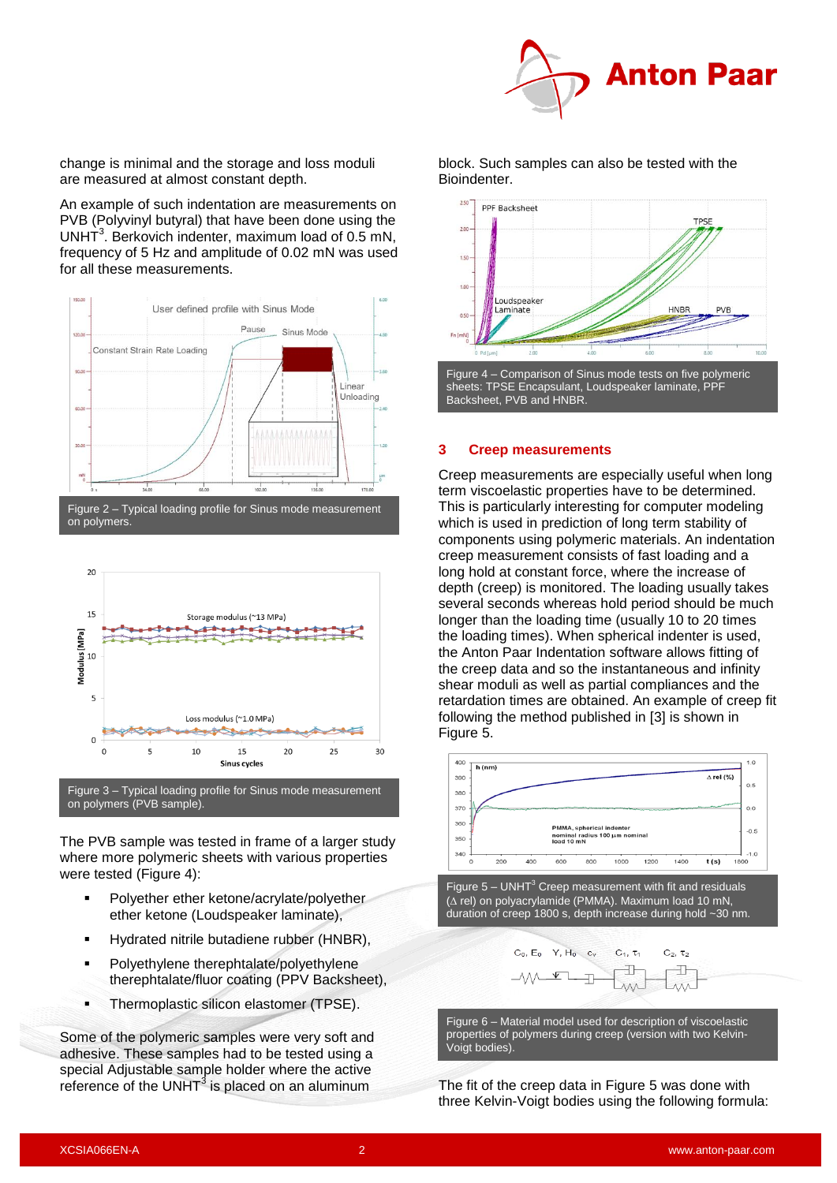change is minimal and the storage and loss moduli are measured at almost constant depth.

An example of such indentation are measurements on PVB (Polyvinyl butyral) that have been done using the UNHT[3]. Berkovich indenter, maximum load of 0.5 mN, frequency of 5 Hz and amplitude of 0.02 mN was used for all these measurements.

Figure 2 – Typical loading profile for Sinus mode measurement on polymers.

Figure 3 – Typical loading profile for Sinus mode measurement on polymers (PVB sample).

The PVB sample was tested in frame of a larger study where more polymeric sheets with various properties were tested (Figure 4):

- Polyether ether ketone/acrylate/polyether ether ketone (Loudspeaker laminate),
- Hydrated nitrile butadiene rubber (HNBR),
- Polyethylene therephtalate/polyethylene therephtalate/fluor coating (PPV Backsheet),
- Thermoplastic silicon elastomer (TPSE).

Some of the polymeric samples were very soft and adhesive. These samples had to be tested using a special Adjustable sample holder where the active reference of the UNHT[3] is placed on an aluminum block. Such samples can also be tested with the Bioindenter.

Figure 4 – Comparison of Sinus mode tests on five polymeric sheets: TPSE Encapsulant, Loudspeaker laminate, PPF Backsheet, PVB and HNBR.

## 3 Creep measurements

Creep measurements are especially useful when long term viscoelastic properties have to be determined. This is particularly interesting for computer modeling which is used in prediction of long term stability of components using polymeric materials. An indentation creep measurement consists of fast loading and a long hold at constant force, where the increase of depth (creep) is monitored. The loading usually takes several seconds whereas hold period should be much longer than the loading time (usually 10 to 20 times the loading times). When spherical indenter is used, the Anton Paar Indentation software allows fitting of the creep data and so the instantaneous and infinity shear moduli as well as partial compliances and the retardation times are obtained. An example of creep fit following the method published in [3] is shown in Figure 5.

Figure 5 – UNHT[3] Creep measurement with fit and residuals (Δ rel) on polyacrylamide (PMMA). Maximum load 10 mN, duration of creep 1800 s, depth increase during hold ~30 nm.

Figure 6 – Material model used for description of viscoelastic properties of polymers during creep (version with two Kelvin-Voigt bodies).

The fit of the creep data in Figure 5 was done with three Kelvin-Voigt bodies using the following formula: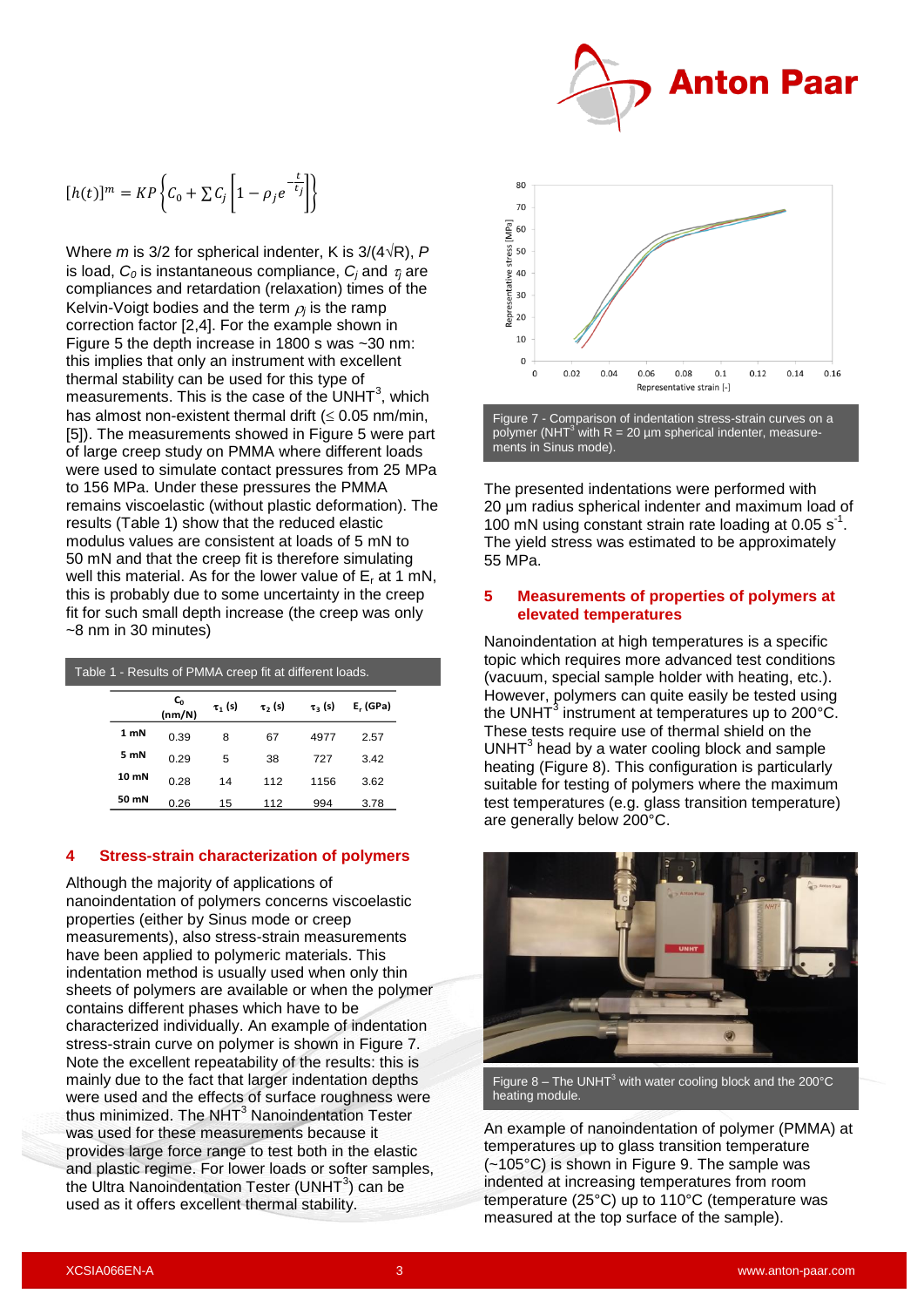$$[h(t)]^m = KP\left\{C_0 + \sum C_j\left[1 - \rho_j e^{-\frac{t}{\tau_j}}\right]\right\}$$

Where $m$ is 3/2 for spherical indenter, K is 3/(4√R), $P$ is load, $C_0$ is instantaneous compliance, $C_j$ and $\tau_j$ are compliances and retardation (relaxation) times of the Kelvin-Voigt bodies and the term $\rho_j$ is the ramp correction factor [2,4]. For the example shown in Figure 5 the depth increase in 1800 s was ~30 nm: this implies that only an instrument with excellent thermal stability can be used for this type of measurements. This is the case of the UNHT[3], which has almost non-existent thermal drift (≤ 0.05 nm/min, [5]). The measurements showed in Figure 5 were part of large creep study on PMMA where different loads were used to simulate contact pressures from 25 MPa to 156 MPa. Under these pressures the PMMA remains viscoelastic (without plastic deformation). The results (Table 1) show that the reduced elastic modulus values are consistent at loads of 5 mN to 50 mN and that the creep fit is therefore simulating well this material. As for the lower value of $E_r$ at 1 mN, this is probably due to some uncertainty in the creep fit for such small depth increase (the creep was only ~8 nm in 30 minutes)

Table 1 - Results of PMMA creep fit at different loads.

| | $C_0$ (nm/N) | $\tau_1$ (s) | $\tau_2$ (s) | $\tau_3$ (s) | $E_r$ (GPa) |
|---|---|---|---|---|---|
| **1 mN** | 0.39 | 8 | 67 | 4977 | 2.57 |
| **5 mN** | 0.29 | 5 | 38 | 727 | 3.42 |
| **10 mN** | 0.28 | 14 | 112 | 1156 | 3.62 |
| **50 mN** | 0.26 | 15 | 112 | 994 | 3.78 |

## 4 Stress-strain characterization of polymers

Although the majority of applications of nanoindentation of polymers concerns viscoelastic properties (either by Sinus mode or creep measurements), also stress-strain measurements have been applied to polymeric materials. This indentation method is usually used when only thin sheets of polymers are available or when the polymer contains different phases which have to be characterized individually. An example of indentation stress-strain curve on polymer is shown in Figure 7. Note the excellent repeatability of the results: this is mainly due to the fact that larger indentation depths were used and the effects of surface roughness were thus minimized. The NHT[3] Nanoindentation Tester was used for these measurements because it provides large force range to test both in the elastic and plastic regime. For lower loads or softer samples, the Ultra Nanoindentation Tester (UNHT[3]) can be used as it offers excellent thermal stability.

Figure 7 - Comparison of indentation stress-strain curves on a polymer (NHT[3] with R = 20 µm spherical indenter, measurements in Sinus mode).

The presented indentations were performed with 20 µm radius spherical indenter and maximum load of 100 mN using constant strain rate loading at 0.05 $s^{-1}$. The yield stress was estimated to be approximately 55 MPa.

## 5 Measurements of properties of polymers at elevated temperatures

Nanoindentation at high temperatures is a specific topic which requires more advanced test conditions (vacuum, special sample holder with heating, etc.). However, polymers can quite easily be tested using the UNHT[3] instrument at temperatures up to 200°C. These tests require use of thermal shield on the UNHT[3] head by a water cooling block and sample heating (Figure 8). This configuration is particularly suitable for testing of polymers where the maximum test temperatures (e.g. glass transition temperature) are generally below 200°C.

Figure 8 – The UNHT[3] with water cooling block and the 200°C heating module.

An example of nanoindentation of polymer (PMMA) at temperatures up to glass transition temperature (~105°C) is shown in Figure 9. The sample was indented at increasing temperatures from room temperature (25°C) up to 110°C (temperature was measured at the top surface of the sample).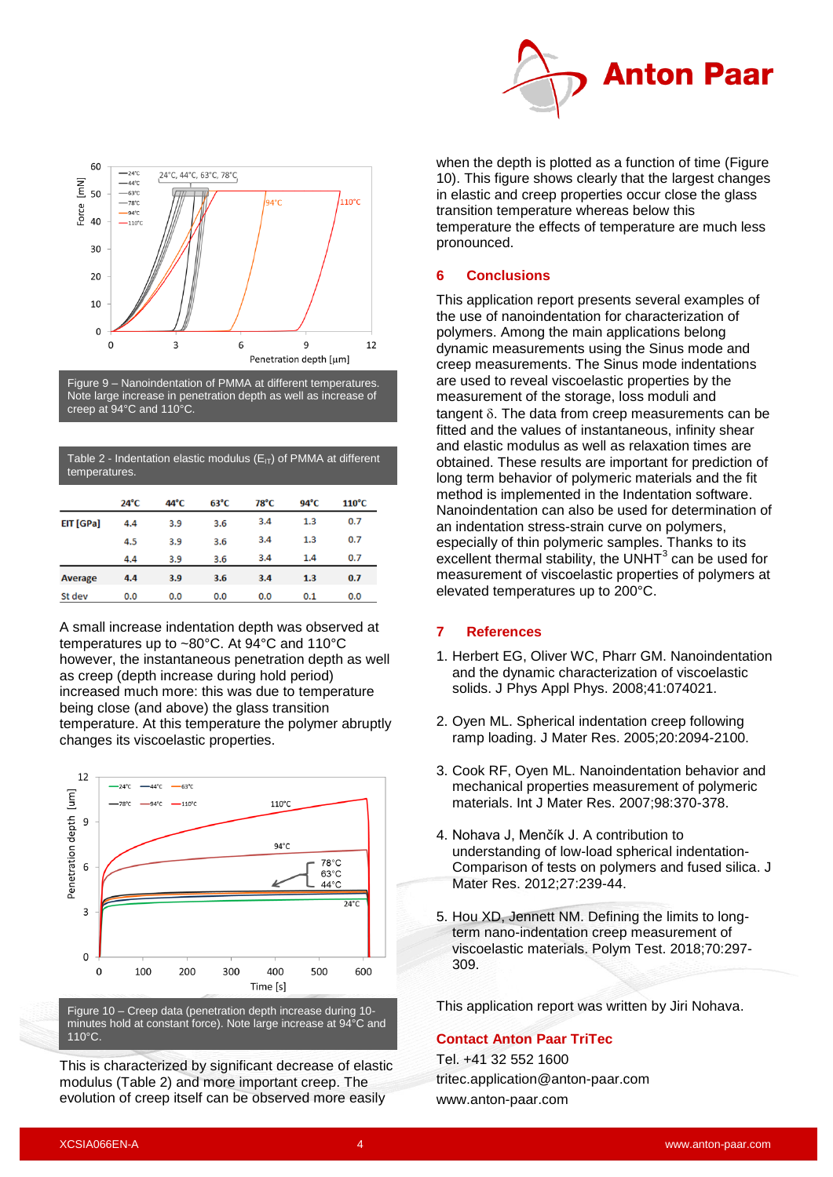24°C, 44°C, 63°C, 78°C

94°C

110°C

Force [mN]

Penetration depth [µm]

Figure 9 – Nanoindentation of PMMA at different temperatures. Note large increase in penetration depth as well as increase of creep at 94°C and 110°C.

Table 2 - Indentation elastic modulus ($E_{IT}$) of PMMA at different temperatures.

| | 24°C | 44°C | 63°C | 78°C | 94°C | 110°C |
|---|---|---|---|---|---|---|
| EIT [GPa] | 4.4 | 3.9 | 3.6 | 3.4 | 1.3 | 0.7 |
| | 4.5 | 3.9 | 3.6 | 3.4 | 1.3 | 0.7 |
| | 4.4 | 3.9 | 3.6 | 3.4 | 1.4 | 0.7 |
| **Average** | **4.4** | **3.9** | **3.6** | **3.4** | **1.3** | **0.7** |
| St dev | 0.0 | 0.0 | 0.0 | 0.0 | 0.1 | 0.0 |

A small increase indentation depth was observed at temperatures up to ~80°C. At 94°C and 110°C however, the instantaneous penetration depth as well as creep (depth increase during hold period) increased much more: this was due to temperature being close (and above) the glass transition temperature. At this temperature the polymer abruptly changes its viscoelastic properties.

110°C

94°C

78°C
63°C
44°C

24°C

Penetration depth [µm]

Time [s]

Figure 10 – Creep data (penetration depth increase during 10-minutes hold at constant force). Note large increase at 94°C and 110°C.

This is characterized by significant decrease of elastic modulus (Table 2) and more important creep. The evolution of creep itself can be observed more easily when the depth is plotted as a function of time (Figure 10). This figure shows clearly that the largest changes in elastic and creep properties occur close the glass transition temperature whereas below this temperature the effects of temperature are much less pronounced.

## 6 Conclusions

This application report presents several examples of the use of nanoindentation for characterization of polymers. Among the main applications belong dynamic measurements using the Sinus mode and creep measurements. The Sinus mode indentations are used to reveal viscoelastic properties by the measurement of the storage, loss moduli and tangent $\delta$. The data from creep measurements can be fitted and the values of instantaneous, infinity shear and elastic modulus as well as relaxation times are obtained. These results are important for prediction of long term behavior of polymeric materials and the fit method is implemented in the Indentation software. Nanoindentation can also be used for determination of an indentation stress-strain curve on polymers, especially of thin polymeric samples. Thanks to its excellent thermal stability, the UNHT[3] can be used for measurement of viscoelastic properties of polymers at elevated temperatures up to 200°C.

## 7 References

1. Herbert EG, Oliver WC, Pharr GM. Nanoindentation and the dynamic characterization of viscoelastic solids. J Phys Appl Phys. 2008;41:074021.

2. Oyen ML. Spherical indentation creep following ramp loading. J Mater Res. 2005;20:2094-2100.

3. Cook RF, Oyen ML. Nanoindentation behavior and mechanical properties measurement of polymeric materials. Int J Mater Res. 2007;98:370-378.

4. Nohava J, Menčík J. A contribution to understanding of low-load spherical indentation-Comparison of tests on polymers and fused silica. J Mater Res. 2012;27:239-44.

5. Hou XD, Jennett NM. Defining the limits to long-term nano-indentation creep measurement of viscoelastic materials. Polym Test. 2018;70:297-309.

This application report was written by Jiri Nohava.

**Contact Anton Paar TriTec**

Tel. +41 32 552 1600

tritec.application@anton-paar.com

www.anton-paar.com